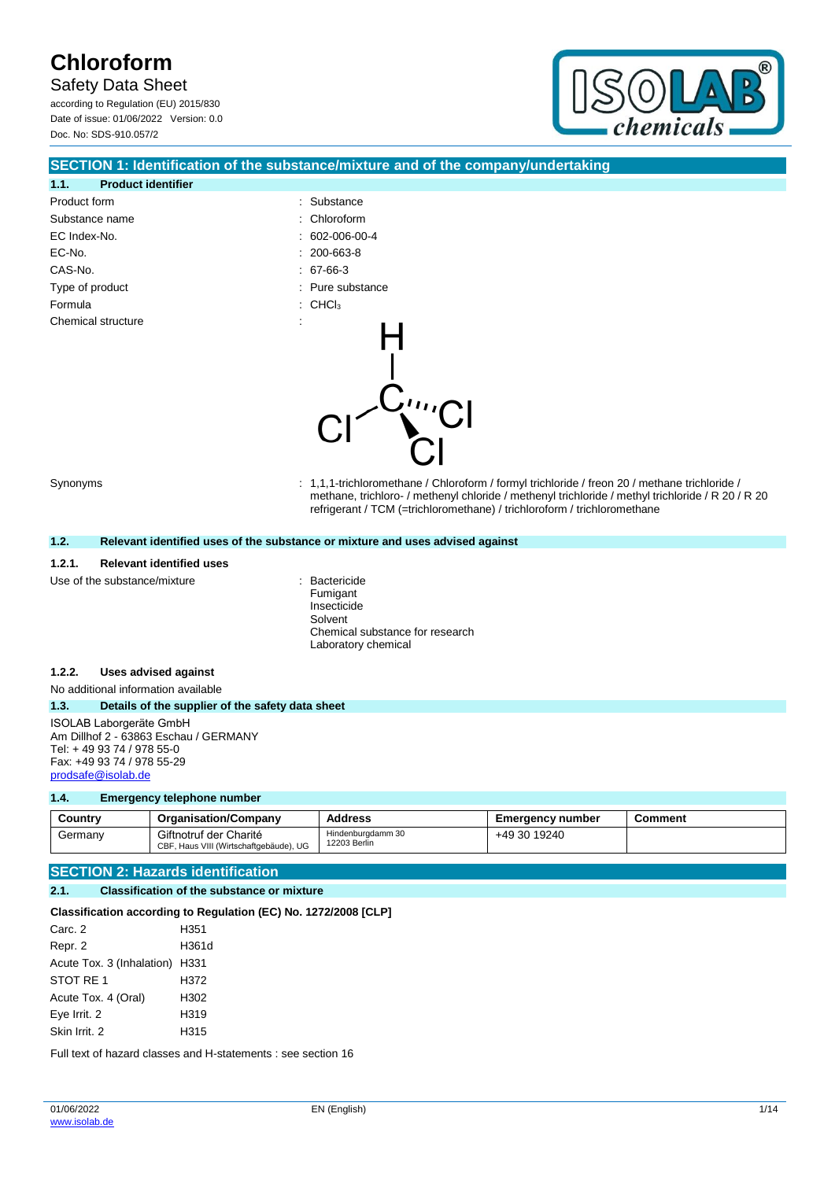# Chloroform

Safety Data Sheet

according to Regulation (EU) 2015/830

Date of issue: 01/06/2022 Version: 0.0

Doc. No: SDS-910.057/2

## SECTION 1: Identification of the substance/mixture and of the company/undertaking

### 1.1. Product identifier

| | |
|---|---|
| Product form | : Substance |
| Substance name | : Chloroform |
| EC Index-No. | : 602-006-00-4 |
| EC-No. | : 200-663-8 |
| CAS-No. | : 67-66-3 |
| Type of product | : Pure substance |
| Formula | : $CHCl_3$ |
| Chemical structure | : |
| Synonyms | : 1,1,1-trichloromethane / Chloroform / formyl trichloride / freon 20 / methane trichloride / methane, trichloro- / methenyl chloride / methenyl trichloride / methyl trichloride / R 20 / R 20 refrigerant / TCM (=trichloromethane) / trichloroform / trichloromethane |

### 1.2. Relevant identified uses of the substance or mixture and uses advised against

#### 1.2.1. Relevant identified uses

Use of the substance/mixture : Bactericide
Fumigant
Insecticide
Solvent
Chemical substance for research
Laboratory chemical

#### 1.2.2. Uses advised against

No additional information available

### 1.3. Details of the supplier of the safety data sheet

ISOLAB Laborgeräte GmbH
Am Dillhof 2 - 63863 Eschau / GERMANY
Tel: + 49 93 74 / 978 55-0
Fax: +49 93 74 / 978 55-29
prodsafe@isolab.de

### 1.4. Emergency telephone number

| Country | Organisation/Company | Address | Emergency number | Comment |
|---|---|---|---|---|
| Germany | Giftnotruf der Charité CBF, Haus VIII (Wirtschaftgebäude), UG | Hindenburgdamm 30 12203 Berlin | +49 30 19240 | |

## SECTION 2: Hazards identification

### 2.1. Classification of the substance or mixture

**Classification according to Regulation (EC) No. 1272/2008 [CLP]**

| | |
|---|---|
| Carc. 2 | H351 |
| Repr. 2 | H361d |
| Acute Tox. 3 (Inhalation) | H331 |
| STOT RE 1 | H372 |
| Acute Tox. 4 (Oral) | H302 |
| Eye Irrit. 2 | H319 |
| Skin Irrit. 2 | H315 |

Full text of hazard classes and H-statements : see section 16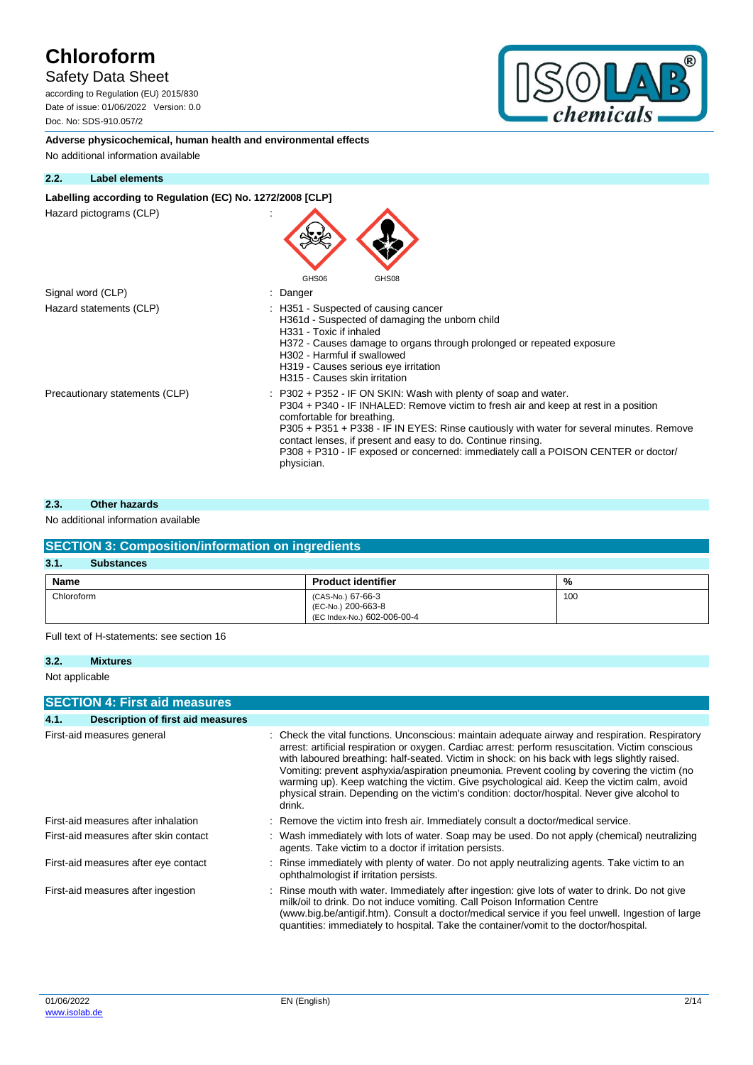**Adverse physicochemical, human health and environmental effects**

No additional information available

### 2.2. Label elements

**Labelling according to Regulation (EC) No. 1272/2008 [CLP]**

Hazard pictograms (CLP) :

GHS06 GHS08

Signal word (CLP) : Danger

Hazard statements (CLP) :
- H351 - Suspected of causing cancer
- H361d - Suspected of damaging the unborn child
- H331 - Toxic if inhaled
- H372 - Causes damage to organs through prolonged or repeated exposure
- H302 - Harmful if swallowed
- H319 - Causes serious eye irritation
- H315 - Causes skin irritation

Precautionary statements (CLP) :
- P302 + P352 - IF ON SKIN: Wash with plenty of soap and water.
- P304 + P340 - IF INHALED: Remove victim to fresh air and keep at rest in a position comfortable for breathing.
- P305 + P351 + P338 - IF IN EYES: Rinse cautiously with water for several minutes. Remove contact lenses, if present and easy to do. Continue rinsing.
- P308 + P310 - IF exposed or concerned: immediately call a POISON CENTER or doctor/ physician.

### 2.3. Other hazards

No additional information available

## SECTION 3: Composition/information on ingredients

### 3.1. Substances

| Name | Product identifier | % |
|---|---|---|
| Chloroform | (CAS-No.) 67-66-3<br>(EC-No.) 200-663-8<br>(EC Index-No.) 602-006-00-4 | 100 |

Full text of H-statements: see section 16

### 3.2. Mixtures

Not applicable

## SECTION 4: First aid measures

### 4.1. Description of first aid measures

First-aid measures general : Check the vital functions. Unconscious: maintain adequate airway and respiration. Respiratory arrest: artificial respiration or oxygen. Cardiac arrest: perform resuscitation. Victim conscious with laboured breathing: half-seated. Victim in shock: on his back with legs slightly raised. Vomiting: prevent asphyxia/aspiration pneumonia. Prevent cooling by covering the victim (no warming up). Keep watching the victim. Give psychological aid. Keep the victim calm, avoid physical strain. Depending on the victim's condition: doctor/hospital. Never give alcohol to drink.

First-aid measures after inhalation : Remove the victim into fresh air. Immediately consult a doctor/medical service.

First-aid measures after skin contact : Wash immediately with lots of water. Soap may be used. Do not apply (chemical) neutralizing agents. Take victim to a doctor if irritation persists.

First-aid measures after eye contact : Rinse immediately with plenty of water. Do not apply neutralizing agents. Take victim to an ophthalmologist if irritation persists.

First-aid measures after ingestion : Rinse mouth with water. Immediately after ingestion: give lots of water to drink. Do not give milk/oil to drink. Do not induce vomiting. Call Poison Information Centre (www.big.be/antigif.htm). Consult a doctor/medical service if you feel unwell. Ingestion of large quantities: immediately to hospital. Take the container/vomit to the doctor/hospital.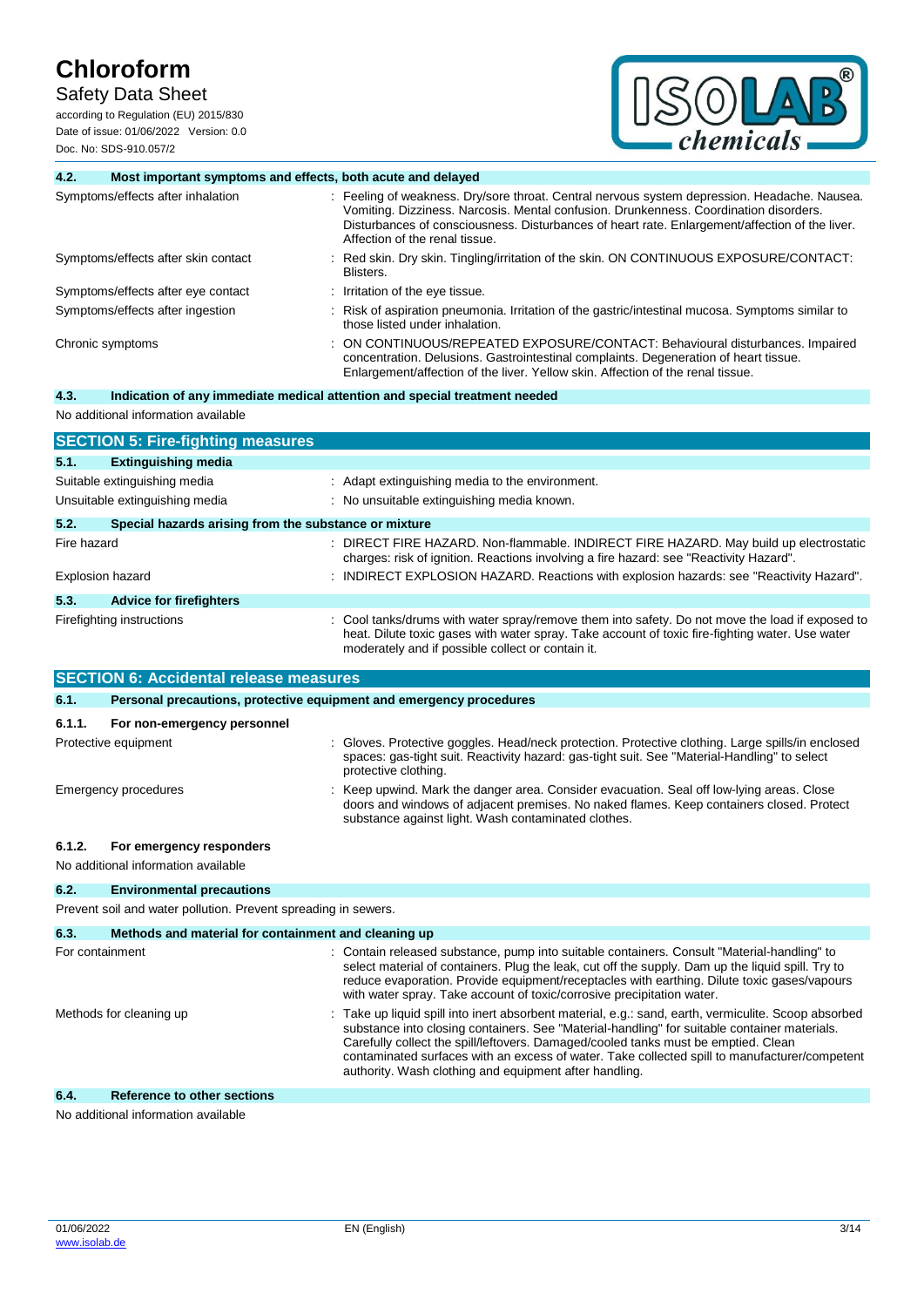### 4.2. Most important symptoms and effects, both acute and delayed

| | |
|---|---|
| Symptoms/effects after inhalation | : Feeling of weakness. Dry/sore throat. Central nervous system depression. Headache. Nausea. Vomiting. Dizziness. Narcosis. Mental confusion. Drunkenness. Coordination disorders. Disturbances of consciousness. Disturbances of heart rate. Enlargement/affection of the liver. Affection of the renal tissue. |
| Symptoms/effects after skin contact | : Red skin. Dry skin. Tingling/irritation of the skin. ON CONTINUOUS EXPOSURE/CONTACT: Blisters. |
| Symptoms/effects after eye contact | : Irritation of the eye tissue. |
| Symptoms/effects after ingestion | : Risk of aspiration pneumonia. Irritation of the gastric/intestinal mucosa. Symptoms similar to those listed under inhalation. |
| Chronic symptoms | : ON CONTINUOUS/REPEATED EXPOSURE/CONTACT: Behavioural disturbances. Impaired concentration. Delusions. Gastrointestinal complaints. Degeneration of heart tissue. Enlargement/affection of the liver. Yellow skin. Affection of the renal tissue. |

### 4.3. Indication of any immediate medical attention and special treatment needed

No additional information available

## SECTION 5: Fire-fighting measures

### 5.1. Extinguishing media

| | |
|---|---|
| Suitable extinguishing media | : Adapt extinguishing media to the environment. |
| Unsuitable extinguishing media | : No unsuitable extinguishing media known. |

### 5.2. Special hazards arising from the substance or mixture

| | |
|---|---|
| Fire hazard | : DIRECT FIRE HAZARD. Non-flammable. INDIRECT FIRE HAZARD. May build up electrostatic charges: risk of ignition. Reactions involving a fire hazard: see "Reactivity Hazard". |
| Explosion hazard | : INDIRECT EXPLOSION HAZARD. Reactions with explosion hazards: see "Reactivity Hazard". |

### 5.3. Advice for firefighters

| | |
|---|---|
| Firefighting instructions | : Cool tanks/drums with water spray/remove them into safety. Do not move the load if exposed to heat. Dilute toxic gases with water spray. Take account of toxic fire-fighting water. Use water moderately and if possible collect or contain it. |

## SECTION 6: Accidental release measures

### 6.1. Personal precautions, protective equipment and emergency procedures

#### 6.1.1. For non-emergency personnel

| | |
|---|---|
| Protective equipment | : Gloves. Protective goggles. Head/neck protection. Protective clothing. Large spills/in enclosed spaces: gas-tight suit. Reactivity hazard: gas-tight suit. See "Material-Handling" to select protective clothing. |
| Emergency procedures | : Keep upwind. Mark the danger area. Consider evacuation. Seal off low-lying areas. Close doors and windows of adjacent premises. No naked flames. Keep containers closed. Protect substance against light. Wash contaminated clothes. |

#### 6.1.2. For emergency responders

No additional information available

### 6.2. Environmental precautions

Prevent soil and water pollution. Prevent spreading in sewers.

### 6.3. Methods and material for containment and cleaning up

| | |
|---|---|
| For containment | : Contain released substance, pump into suitable containers. Consult "Material-handling" to select material of containers. Plug the leak, cut off the supply. Dam up the liquid spill. Try to reduce evaporation. Provide equipment/receptacles with earthing. Dilute toxic gases/vapours with water spray. Take account of toxic/corrosive precipitation water. |
| Methods for cleaning up | : Take up liquid spill into inert absorbent material, e.g.: sand, earth, vermiculite. Scoop absorbed substance into closing containers. See "Material-handling" for suitable container materials. Carefully collect the spill/leftovers. Damaged/cooled tanks must be emptied. Clean contaminated surfaces with an excess of water. Take collected spill to manufacturer/competent authority. Wash clothing and equipment after handling. |

### 6.4. Reference to other sections

No additional information available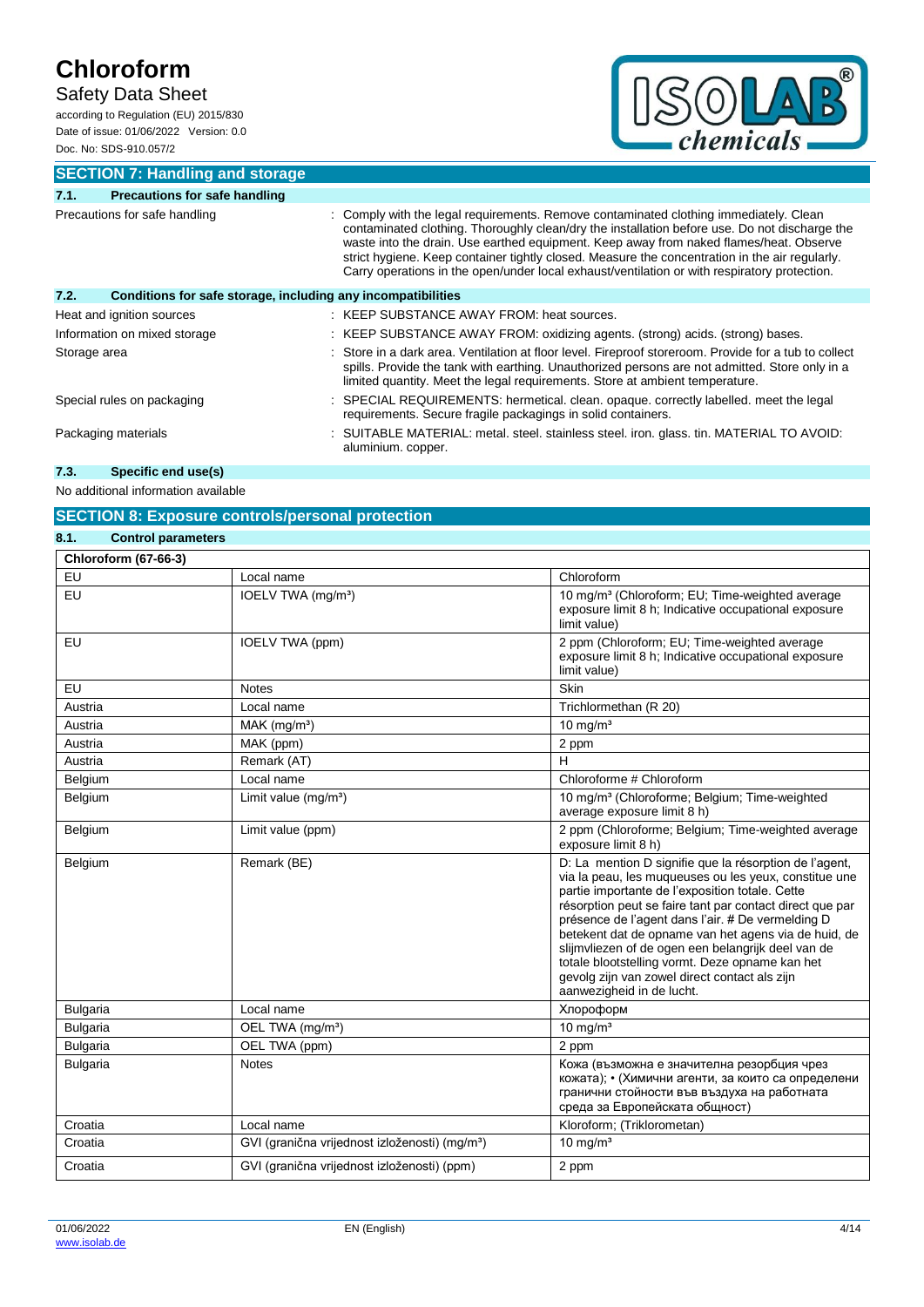## SECTION 7: Handling and storage

### 7.1. Precautions for safe handling

| | |
|---|---|
| Precautions for safe handling | : Comply with the legal requirements. Remove contaminated clothing immediately. Clean contaminated clothing. Thoroughly clean/dry the installation before use. Do not discharge the waste into the drain. Use earthed equipment. Keep away from naked flames/heat. Observe strict hygiene. Keep container tightly closed. Measure the concentration in the air regularly. Carry operations in the open/under local exhaust/ventilation or with respiratory protection. |

### 7.2. Conditions for safe storage, including any incompatibilities

| | |
|---|---|
| Heat and ignition sources | : KEEP SUBSTANCE AWAY FROM: heat sources. |
| Information on mixed storage | : KEEP SUBSTANCE AWAY FROM: oxidizing agents. (strong) acids. (strong) bases. |
| Storage area | : Store in a dark area. Ventilation at floor level. Fireproof storeroom. Provide for a tub to collect spills. Provide the tank with earthing. Unauthorized persons are not admitted. Store only in a limited quantity. Meet the legal requirements. Store at ambient temperature. |
| Special rules on packaging | : SPECIAL REQUIREMENTS: hermetical. clean. opaque. correctly labelled. meet the legal requirements. Secure fragile packagings in solid containers. |
| Packaging materials | : SUITABLE MATERIAL: metal. steel. stainless steel. iron. glass. tin. MATERIAL TO AVOID: aluminium. copper. |

### 7.3. Specific end use(s)

No additional information available

## SECTION 8: Exposure controls/personal protection

### 8.1. Control parameters

| Chloroform (67-66-3) | | |
|---|---|---|
| EU | Local name | Chloroform |
| EU | IOELV TWA (mg/m³) | 10 mg/m³ (Chloroform; EU; Time-weighted average exposure limit 8 h; Indicative occupational exposure limit value) |
| EU | IOELV TWA (ppm) | 2 ppm (Chloroform; EU; Time-weighted average exposure limit 8 h; Indicative occupational exposure limit value) |
| EU | Notes | Skin |
| Austria | Local name | Trichlormethan (R 20) |
| Austria | MAK (mg/m³) | 10 mg/m³ |
| Austria | MAK (ppm) | 2 ppm |
| Austria | Remark (AT) | H |
| Belgium | Local name | Chloroforme # Chloroform |
| Belgium | Limit value (mg/m³) | 10 mg/m³ (Chloroforme; Belgium; Time-weighted average exposure limit 8 h) |
| Belgium | Limit value (ppm) | 2 ppm (Chloroforme; Belgium; Time-weighted average exposure limit 8 h) |
| Belgium | Remark (BE) | D: La mention D signifie que la résorption de l'agent, via la peau, les muqueuses ou les yeux, constitue une partie importante de l'exposition totale. Cette résorption peut se faire tant par contact direct que par présence de l'agent dans l'air. # De vermelding D betekent dat de opname van het agens via de huid, de slijmvliezen of de ogen een belangrijk deel van de totale blootstelling vormt. Deze opname kan het gevolg zijn van zowel direct contact als zijn aanwezigheid in de lucht. |
| Bulgaria | Local name | Хлороформ |
| Bulgaria | OEL TWA (mg/m³) | 10 mg/m³ |
| Bulgaria | OEL TWA (ppm) | 2 ppm |
| Bulgaria | Notes | Кожа (възможна е значителна резорбция чрез кожата); • (Химични агенти, за които са определени гранични стойности във въздуха на работната среда за Европейската общност) |
| Croatia | Local name | Kloroform; (Triklorometan) |
| Croatia | GVI (granična vrijednost izloženosti) (mg/m³) | 10 mg/m³ |
| Croatia | GVI (granična vrijednost izloženosti) (ppm) | 2 ppm |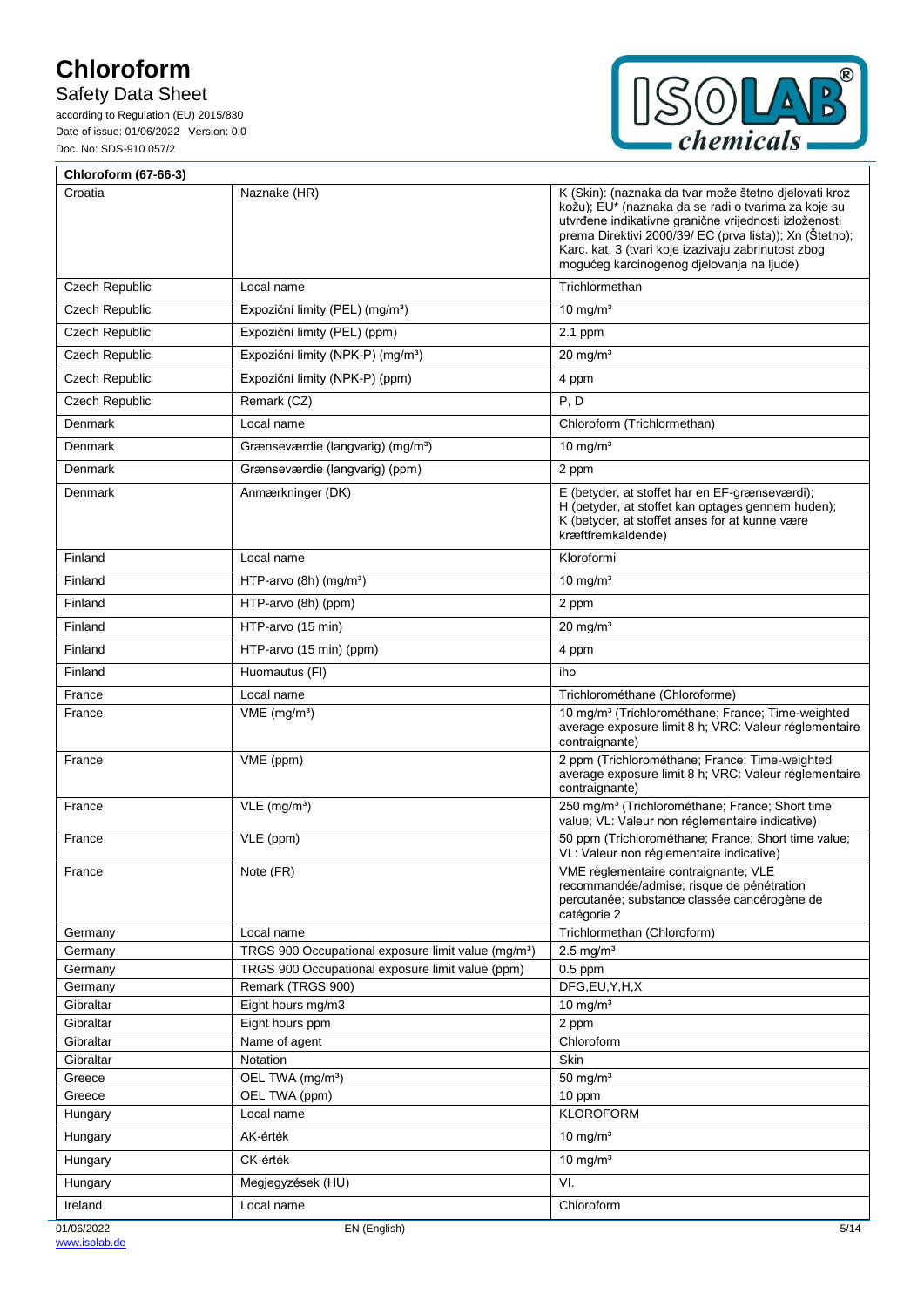| Chloroform (67-66-3) | | |
|---|---|---|
| Croatia | Naznake (HR) | K (Skin): (naznaka da tvar može štetno djelovati kroz kožu); EU* (naznaka da se radi o tvarima za koje su utvrđene indikativne granične vrijednosti izloženosti prema Direktivi 2000/39/ EC (prva lista)); Xn (Štetno); Karc. kat. 3 (tvari koje izazivaju zabrinutost zbog mogućeg karcinogenog djelovanja na ljude) |
| Czech Republic | Local name | Trichlormethan |
| Czech Republic | Expoziční limity (PEL) (mg/m³) | 10 mg/m³ |
| Czech Republic | Expoziční limity (PEL) (ppm) | 2.1 ppm |
| Czech Republic | Expoziční limity (NPK-P) (mg/m³) | 20 mg/m³ |
| Czech Republic | Expoziční limity (NPK-P) (ppm) | 4 ppm |
| Czech Republic | Remark (CZ) | P, D |
| Denmark | Local name | Chloroform (Trichlormethan) |
| Denmark | Grænseværdie (langvarig) (mg/m³) | 10 mg/m³ |
| Denmark | Grænseværdie (langvarig) (ppm) | 2 ppm |
| Denmark | Anmærkninger (DK) | E (betyder, at stoffet har en EF-grænseværdi); H (betyder, at stoffet kan optages gennem huden); K (betyder, at stoffet anses for at kunne være kræftfremkaldende) |
| Finland | Local name | Kloroformi |
| Finland | HTP-arvo (8h) (mg/m³) | 10 mg/m³ |
| Finland | HTP-arvo (8h) (ppm) | 2 ppm |
| Finland | HTP-arvo (15 min) | 20 mg/m³ |
| Finland | HTP-arvo (15 min) (ppm) | 4 ppm |
| Finland | Huomautus (FI) | iho |
| France | Local name | Trichlorométhane (Chloroforme) |
| France | VME (mg/m³) | 10 mg/m³ (Trichlorométhane; France; Time-weighted average exposure limit 8 h; VRC: Valeur réglementaire contraignante) |
| France | VME (ppm) | 2 ppm (Trichlorométhane; France; Time-weighted average exposure limit 8 h; VRC: Valeur réglementaire contraignante) |
| France | VLE (mg/m³) | 250 mg/m³ (Trichlorométhane; France; Short time value; VL: Valeur non réglementaire indicative) |
| France | VLE (ppm) | 50 ppm (Trichlorométhane; France; Short time value; VL: Valeur non réglementaire indicative) |
| France | Note (FR) | VME règlementaire contraignante; VLE recommandée/admise; risque de pénétration percutanée; substance classée cancérogène de catégorie 2 |
| Germany | Local name | Trichlormethan (Chloroform) |
| Germany | TRGS 900 Occupational exposure limit value (mg/m³) | 2.5 mg/m³ |
| Germany | TRGS 900 Occupational exposure limit value (ppm) | 0.5 ppm |
| Germany | Remark (TRGS 900) | DFG,EU,Y,H,X |
| Gibraltar | Eight hours mg/m3 | 10 mg/m³ |
| Gibraltar | Eight hours ppm | 2 ppm |
| Gibraltar | Name of agent | Chloroform |
| Gibraltar | Notation | Skin |
| Greece | OEL TWA (mg/m³) | 50 mg/m³ |
| Greece | OEL TWA (ppm) | 10 ppm |
| Hungary | Local name | KLOROFORM |
| Hungary | AK-érték | 10 mg/m³ |
| Hungary | CK-érték | 10 mg/m³ |
| Hungary | Megjegyzések (HU) | VI. |
| Ireland | Local name | Chloroform |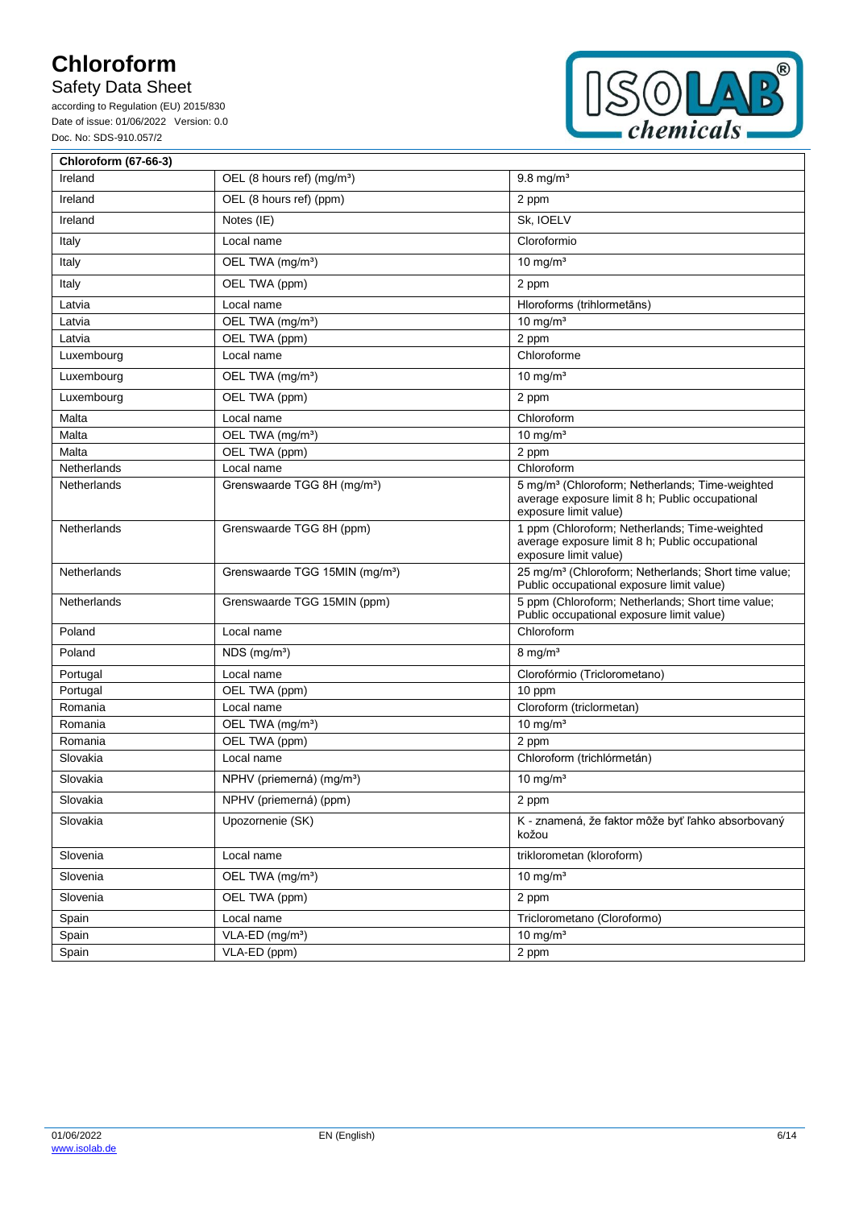| Chloroform (67-66-3) | | |
|---|---|---|
| Ireland | OEL (8 hours ref) (mg/m³) | 9.8 mg/m³ |
| Ireland | OEL (8 hours ref) (ppm) | 2 ppm |
| Ireland | Notes (IE) | Sk, IOELV |
| Italy | Local name | Cloroformio |
| Italy | OEL TWA (mg/m³) | 10 mg/m³ |
| Italy | OEL TWA (ppm) | 2 ppm |
| Latvia | Local name | Hloroforms (trihlormetāns) |
| Latvia | OEL TWA (mg/m³) | 10 mg/m³ |
| Latvia | OEL TWA (ppm) | 2 ppm |
| Luxembourg | Local name | Chloroforme |
| Luxembourg | OEL TWA (mg/m³) | 10 mg/m³ |
| Luxembourg | OEL TWA (ppm) | 2 ppm |
| Malta | Local name | Chloroform |
| Malta | OEL TWA (mg/m³) | 10 mg/m³ |
| Malta | OEL TWA (ppm) | 2 ppm |
| Netherlands | Local name | Chloroform |
| Netherlands | Grenswaarde TGG 8H (mg/m³) | 5 mg/m³ (Chloroform; Netherlands; Time-weighted average exposure limit 8 h; Public occupational exposure limit value) |
| Netherlands | Grenswaarde TGG 8H (ppm) | 1 ppm (Chloroform; Netherlands; Time-weighted average exposure limit 8 h; Public occupational exposure limit value) |
| Netherlands | Grenswaarde TGG 15MIN (mg/m³) | 25 mg/m³ (Chloroform; Netherlands; Short time value; Public occupational exposure limit value) |
| Netherlands | Grenswaarde TGG 15MIN (ppm) | 5 ppm (Chloroform; Netherlands; Short time value; Public occupational exposure limit value) |
| Poland | Local name | Chloroform |
| Poland | NDS (mg/m³) | 8 mg/m³ |
| Portugal | Local name | Clorofórmio (Triclorometano) |
| Portugal | OEL TWA (ppm) | 10 ppm |
| Romania | Local name | Cloroform (triclormetan) |
| Romania | OEL TWA (mg/m³) | 10 mg/m³ |
| Romania | OEL TWA (ppm) | 2 ppm |
| Slovakia | Local name | Chloroform (trichlórmetán) |
| Slovakia | NPHV (priemerná) (mg/m³) | 10 mg/m³ |
| Slovakia | NPHV (priemerná) (ppm) | 2 ppm |
| Slovakia | Upozornenie (SK) | K - znamená, že faktor môže byť ľahko absorbovaný kožou |
| Slovenia | Local name | triklorometan (kloroform) |
| Slovenia | OEL TWA (mg/m³) | 10 mg/m³ |
| Slovenia | OEL TWA (ppm) | 2 ppm |
| Spain | Local name | Triclorometano (Cloroformo) |
| Spain | VLA-ED (mg/m³) | 10 mg/m³ |
| Spain | VLA-ED (ppm) | 2 ppm |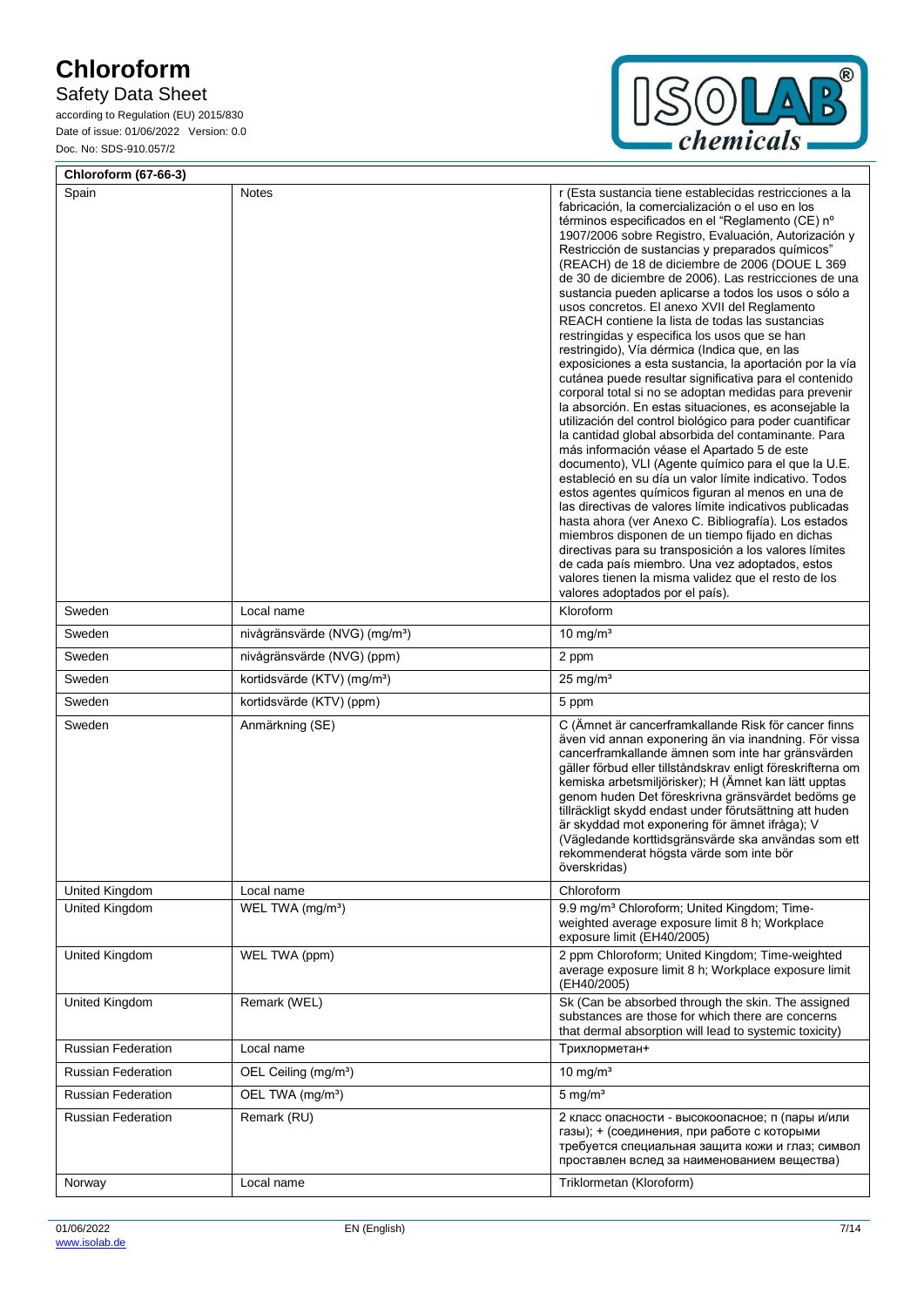| Chloroform (67-66-3) | | |
|---|---|---|
| Spain | Notes | r (Esta sustancia tiene establecidas restricciones a la fabricación, la comercialización o el uso en los términos especificados en el "Reglamento (CE) nº 1907/2006 sobre Registro, Evaluación, Autorización y Restricción de sustancias y preparados químicos" (REACH) de 18 de diciembre de 2006 (DOUE L 369 de 30 de diciembre de 2006). Las restricciones de una sustancia pueden aplicarse a todos los usos o sólo a usos concretos. El anexo XVII del Reglamento REACH contiene la lista de todas las sustancias restringidas y especifica los usos que se han restringido), Vía dérmica (Indica que, en las exposiciones a esta sustancia, la aportación por la vía cutánea puede resultar significativa para el contenido corporal total si no se adoptan medidas para prevenir la absorción. En estas situaciones, es aconsejable la utilización del control biológico para poder cuantificar la cantidad global absorbida del contaminante. Para más información véase el Apartado 5 de este documento), VLI (Agente químico para el que la U.E. estableció en su día un valor límite indicativo. Todos estos agentes químicos figuran al menos en una de las directivas de valores límite indicativos publicadas hasta ahora (ver Anexo C. Bibliografía). Los estados miembros disponen de un tiempo fijado en dichas directivas para su transposición a los valores límites de cada país miembro. Una vez adoptados, estos valores tienen la misma validez que el resto de los valores adoptados por el país). |
| Sweden | Local name | Kloroform |
| Sweden | nivågränsvärde (NVG) (mg/m³) | 10 mg/m³ |
| Sweden | nivågränsvärde (NVG) (ppm) | 2 ppm |
| Sweden | kortidsvärde (KTV) (mg/m³) | 25 mg/m³ |
| Sweden | kortidsvärde (KTV) (ppm) | 5 ppm |
| Sweden | Anmärkning (SE) | C (Ämnet är cancerframkallande Risk för cancer finns även vid annan exponering än via inandning. För vissa cancerframkallande ämnen som inte har gränsvärden gäller förbud eller tillståndskrav enligt föreskrifterna om kemiska arbetsmiljörisker); H (Ämnet kan lätt upptas genom huden Det föreskrivna gränsvärdet bedöms ge tillräckligt skydd endast under förutsättning att huden är skyddad mot exponering för ämnet ifråga); V (Vägledande korttidsgränsvärde ska användas som ett rekommenderat högsta värde som inte bör överskridas) |
| United Kingdom | Local name | Chloroform |
| United Kingdom | WEL TWA (mg/m³) | 9.9 mg/m³ Chloroform; United Kingdom; Time-weighted average exposure limit 8 h; Workplace exposure limit (EH40/2005) |
| United Kingdom | WEL TWA (ppm) | 2 ppm Chloroform; United Kingdom; Time-weighted average exposure limit 8 h; Workplace exposure limit (EH40/2005) |
| United Kingdom | Remark (WEL) | Sk (Can be absorbed through the skin. The assigned substances are those for which there are concerns that dermal absorption will lead to systemic toxicity) |
| Russian Federation | Local name | Трихлорметан+ |
| Russian Federation | OEL Ceiling (mg/m³) | 10 mg/m³ |
| Russian Federation | OEL TWA (mg/m³) | 5 mg/m³ |
| Russian Federation | Remark (RU) | 2 класс опасности - высокоопасное; п (пары и/или газы); + (соединения, при работе с которыми требуется специальная защита кожи и глаз; символ проставлен вслед за наименованием вещества) |
| Norway | Local name | Triklormetan (Kloroform) |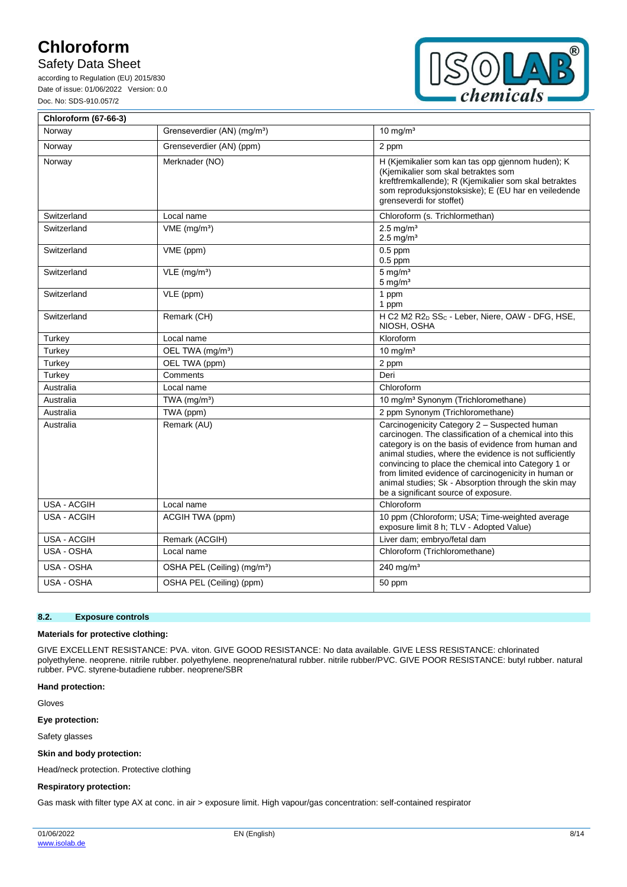| Chloroform (67-66-3) | | |
|---|---|---|
| Norway | Grenseverdier (AN) (mg/m³) | 10 mg/m³ |
| Norway | Grenseverdier (AN) (ppm) | 2 ppm |
| Norway | Merknader (NO) | H (Kjemikalier som kan tas opp gjennom huden); K (Kjemikalier som skal betraktes som kreftfremkallende); R (Kjemikalier som skal betraktes som reproduksjonstoksiske); E (EU har en veiledende grenseverdi for stoffet) |
| Switzerland | Local name | Chloroform (s. Trichlormethan) |
| Switzerland | VME (mg/m³) | 2.5 mg/m³<br>2.5 mg/m³ |
| Switzerland | VME (ppm) | 0.5 ppm<br>0.5 ppm |
| Switzerland | VLE (mg/m³) | 5 mg/m³<br>5 mg/m³ |
| Switzerland | VLE (ppm) | 1 ppm<br>1 ppm |
| Switzerland | Remark (CH) | H C2 M2 $R2_D$ $SS_C$ - Leber, Niere, OAW - DFG, HSE, NIOSH, OSHA |
| Turkey | Local name | Kloroform |
| Turkey | OEL TWA (mg/m³) | 10 mg/m³ |
| Turkey | OEL TWA (ppm) | 2 ppm |
| Turkey | Comments | Deri |
| Australia | Local name | Chloroform |
| Australia | TWA (mg/m³) | 10 mg/m³ Synonym (Trichloromethane) |
| Australia | TWA (ppm) | 2 ppm Synonym (Trichloromethane) |
| Australia | Remark (AU) | Carcinogenicity Category 2 – Suspected human carcinogen. The classification of a chemical into this category is on the basis of evidence from human and animal studies, where the evidence is not sufficiently convincing to place the chemical into Category 1 or from limited evidence of carcinogenicity in human or animal studies; Sk - Absorption through the skin may be a significant source of exposure. |
| USA - ACGIH | Local name | Chloroform |
| USA - ACGIH | ACGIH TWA (ppm) | 10 ppm (Chloroform; USA; Time-weighted average exposure limit 8 h; TLV - Adopted Value) |
| USA - ACGIH | Remark (ACGIH) | Liver dam; embryo/fetal dam |
| USA - OSHA | Local name | Chloroform (Trichloromethane) |
| USA - OSHA | OSHA PEL (Ceiling) (mg/m³) | 240 mg/m³ |
| USA - OSHA | OSHA PEL (Ceiling) (ppm) | 50 ppm |

### 8.2. Exposure controls

**Materials for protective clothing:**

GIVE EXCELLENT RESISTANCE: PVA. viton. GIVE GOOD RESISTANCE: No data available. GIVE LESS RESISTANCE: chlorinated polyethylene. neoprene. nitrile rubber. polyethylene. neoprene/natural rubber. nitrile rubber/PVC. GIVE POOR RESISTANCE: butyl rubber. natural rubber. PVC. styrene-butadiene rubber. neoprene/SBR

**Hand protection:**

Gloves

**Eye protection:**

Safety glasses

**Skin and body protection:**

Head/neck protection. Protective clothing

**Respiratory protection:**

Gas mask with filter type AX at conc. in air > exposure limit. High vapour/gas concentration: self-contained respirator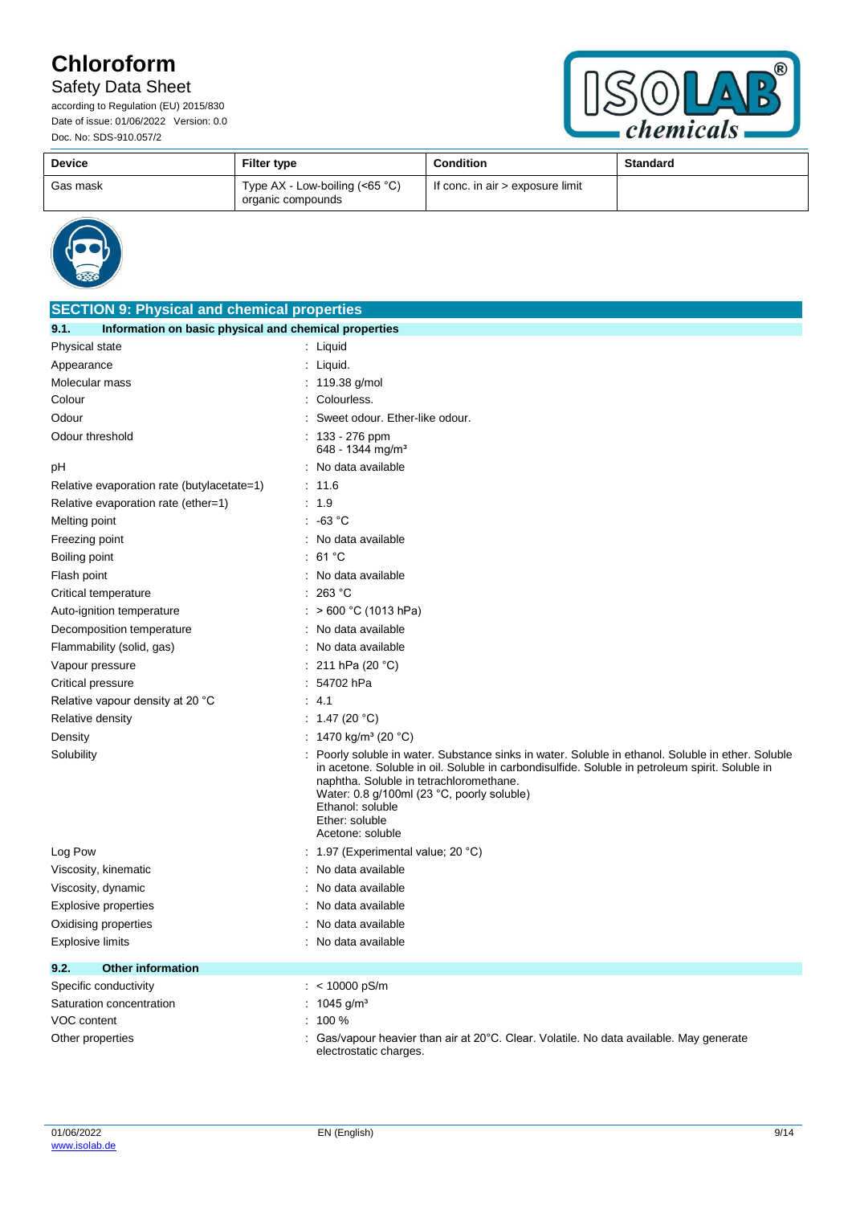| Device | Filter type | Condition | Standard |
| --- | --- | --- | --- |
| Gas mask | Type AX - Low-boiling (<65 °C) organic compounds | If conc. in air > exposure limit | |

## SECTION 9: Physical and chemical properties

### 9.1. Information on basic physical and chemical properties

| | |
| --- | --- |
| Physical state | : Liquid |
| Appearance | : Liquid. |
| Molecular mass | : 119.38 g/mol |
| Colour | : Colourless. |
| Odour | : Sweet odour. Ether-like odour. |
| Odour threshold | : 133 - 276 ppm<br>648 - 1344 mg/m³ |
| pH | : No data available |
| Relative evaporation rate (butylacetate=1) | : 11.6 |
| Relative evaporation rate (ether=1) | : 1.9 |
| Melting point | : -63 °C |
| Freezing point | : No data available |
| Boiling point | : 61 °C |
| Flash point | : No data available |
| Critical temperature | : 263 °C |
| Auto-ignition temperature | : > 600 °C (1013 hPa) |
| Decomposition temperature | : No data available |
| Flammability (solid, gas) | : No data available |
| Vapour pressure | : 211 hPa (20 °C) |
| Critical pressure | : 54702 hPa |
| Relative vapour density at 20 °C | : 4.1 |
| Relative density | : 1.47 (20 °C) |
| Density | : 1470 kg/m³ (20 °C) |
| Solubility | : Poorly soluble in water. Substance sinks in water. Soluble in ethanol. Soluble in ether. Soluble in acetone. Soluble in oil. Soluble in carbondisulfide. Soluble in petroleum spirit. Soluble in naphtha. Soluble in tetrachloromethane.<br>Water: 0.8 g/100ml (23 °C, poorly soluble)<br>Ethanol: soluble<br>Ether: soluble<br>Acetone: soluble |
| Log Pow | : 1.97 (Experimental value; 20 °C) |
| Viscosity, kinematic | : No data available |
| Viscosity, dynamic | : No data available |
| Explosive properties | : No data available |
| Oxidising properties | : No data available |
| Explosive limits | : No data available |

### 9.2. Other information

| | |
| --- | --- |
| Specific conductivity | : < 10000 pS/m |
| Saturation concentration | : 1045 g/m³ |
| VOC content | : 100 % |
| Other properties | : Gas/vapour heavier than air at 20°C. Clear. Volatile. No data available. May generate electrostatic charges. |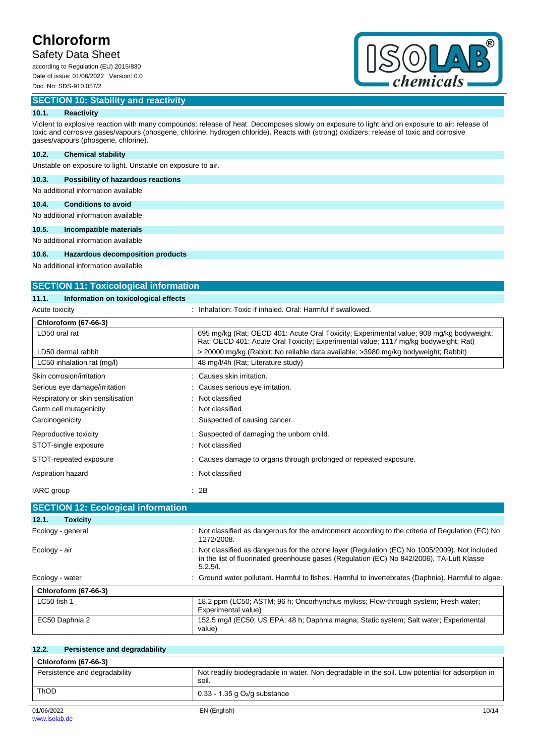## SECTION 10: Stability and reactivity

### 10.1. Reactivity

Violent to explosive reaction with many compounds: release of heat. Decomposes slowly on exposure to light and on exposure to air: release of toxic and corrosive gases/vapours (phosgene, chlorine, hydrogen chloride). Reacts with (strong) oxidizers: release of toxic and corrosive gases/vapours (phosgene, chlorine).

### 10.2. Chemical stability

Unstable on exposure to light. Unstable on exposure to air.

### 10.3. Possibility of hazardous reactions

No additional information available

### 10.4. Conditions to avoid

No additional information available

### 10.5. Incompatible materials

No additional information available

### 10.6. Hazardous decomposition products

No additional information available

## SECTION 11: Toxicological information

### 11.1. Information on toxicological effects

Acute toxicity : Inhalation: Toxic if inhaled. Oral: Harmful if swallowed.

| Chloroform (67-66-3) | |
|---|---|
| LD50 oral rat | 695 mg/kg (Rat; OECD 401: Acute Oral Toxicity; Experimental value; 908 mg/kg bodyweight; Rat; OECD 401: Acute Oral Toxicity; Experimental value; 1117 mg/kg bodyweight; Rat) |
| LD50 dermal rabbit | > 20000 mg/kg (Rabbit; No reliable data available; >3980 mg/kg bodyweight; Rabbit) |
| LC50 inhalation rat (mg/l) | 48 mg/l/4h (Rat; Literature study) |

Skin corrosion/irritation : Causes skin irritation.

Serious eye damage/irritation : Causes serious eye irritation.

Respiratory or skin sensitisation : Not classified

Germ cell mutagenicity : Not classified

Carcinogenicity : Suspected of causing cancer.

Reproductive toxicity : Suspected of damaging the unborn child.

STOT-single exposure : Not classified

STOT-repeated exposure : Causes damage to organs through prolonged or repeated exposure.

Aspiration hazard : Not classified

IARC group : 2B

## SECTION 12: Ecological information

### 12.1. Toxicity

Ecology - general : Not classified as dangerous for the environment according to the criteria of Regulation (EC) No 1272/2008.

Ecology - air : Not classified as dangerous for the ozone layer (Regulation (EC) No 1005/2009). Not included in the list of fluorinated greenhouse gases (Regulation (EC) No 842/2006). TA-Luft Klasse 5.2.5/I.

Ecology - water : Ground water pollutant. Harmful to fishes. Harmful to invertebrates (Daphnia). Harmful to algae.

| Chloroform (67-66-3) | |
|---|---|
| LC50 fish 1 | 18.2 ppm (LC50; ASTM; 96 h; Oncorhynchus mykiss; Flow-through system; Fresh water; Experimental value) |
| EC50 Daphnia 2 | 152.5 mg/l (EC50; US EPA; 48 h; Daphnia magna; Static system; Salt water; Experimental value) |

### 12.2. Persistence and degradability

| Chloroform (67-66-3) | |
|---|---|
| Persistence and degradability | Not readily biodegradable in water. Non degradable in the soil. Low potential for adsorption in soil. |
| ThOD | 0.33 - 1.35 g $O_2$/g substance |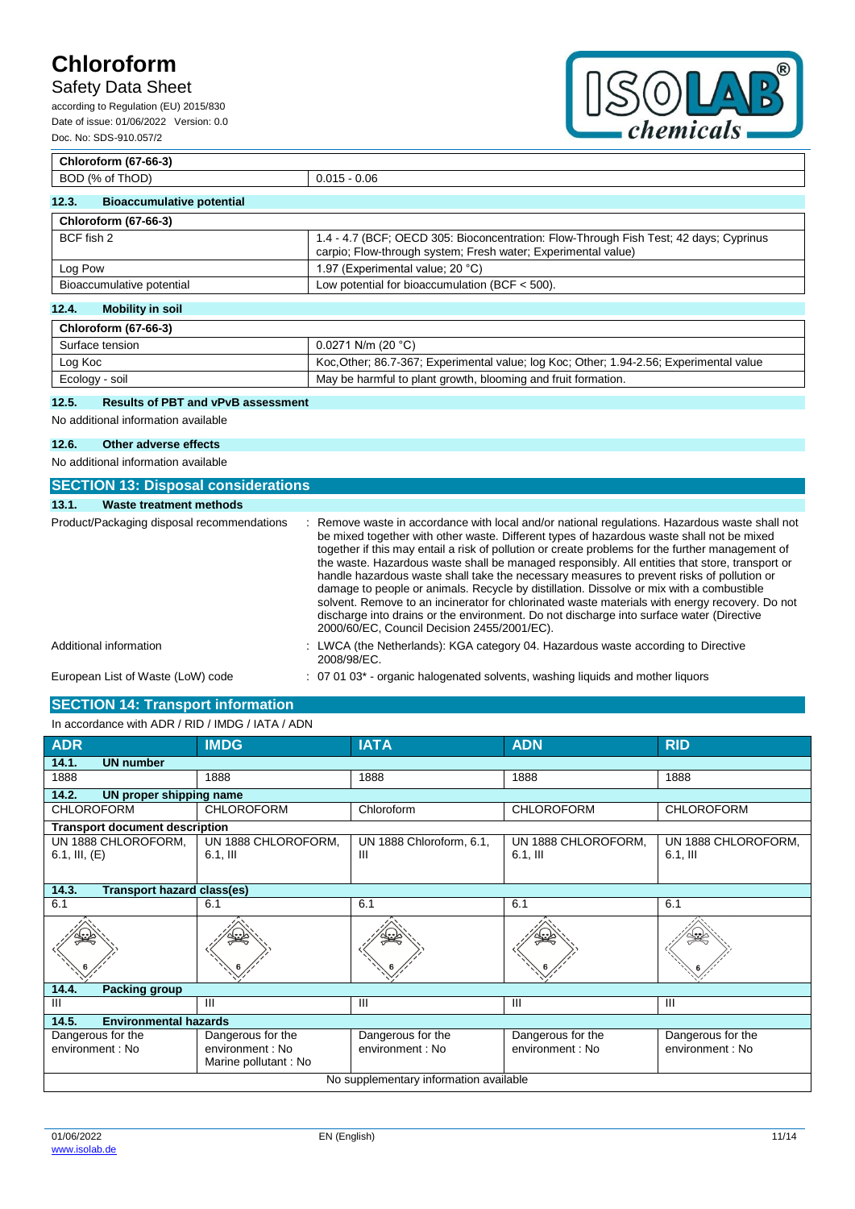| Chloroform (67-66-3) | |
|---|---|
| BOD (% of ThOD) | 0.015 - 0.06 |

### 12.3. Bioaccumulative potential

| Chloroform (67-66-3) | |
|---|---|
| BCF fish 2 | 1.4 - 4.7 (BCF; OECD 305: Bioconcentration: Flow-Through Fish Test; 42 days; Cyprinus carpio; Flow-through system; Fresh water; Experimental value) |
| Log Pow | 1.97 (Experimental value; 20 °C) |
| Bioaccumulative potential | Low potential for bioaccumulation (BCF < 500). |

### 12.4. Mobility in soil

| Chloroform (67-66-3) | |
|---|---|
| Surface tension | 0.0271 N/m (20 °C) |
| Log Koc | Koc,Other; 86.7-367; Experimental value; log Koc; Other; 1.94-2.56; Experimental value |
| Ecology - soil | May be harmful to plant growth, blooming and fruit formation. |

### 12.5. Results of PBT and vPvB assessment

No additional information available

### 12.6. Other adverse effects

No additional information available

## SECTION 13: Disposal considerations

### 13.1. Waste treatment methods

Product/Packaging disposal recommendations : Remove waste in accordance with local and/or national regulations. Hazardous waste shall not be mixed together with other waste. Different types of hazardous waste shall not be mixed together if this may entail a risk of pollution or create problems for the further management of the waste. Hazardous waste shall be managed responsibly. All entities that store, transport or handle hazardous waste shall take the necessary measures to prevent risks of pollution or damage to people or animals. Recycle by distillation. Dissolve or mix with a combustible solvent. Remove to an incinerator for chlorinated waste materials with energy recovery. Do not discharge into drains or the environment. Do not discharge into surface water (Directive 2000/60/EC, Council Decision 2455/2001/EC).

Additional information : LWCA (the Netherlands): KGA category 04. Hazardous waste according to Directive 2008/98/EC.

European List of Waste (LoW) code : 07 01 03* - organic halogenated solvents, washing liquids and mother liquors

## SECTION 14: Transport information

In accordance with ADR / RID / IMDG / IATA / ADN

| ADR | IMDG | IATA | ADN | RID |
|---|---|---|---|---|
| **14.1. UN number** | | | | |
| 1888 | 1888 | 1888 | 1888 | 1888 |
| **14.2. UN proper shipping name** | | | | |
| CHLOROFORM | CHLOROFORM | Chloroform | CHLOROFORM | CHLOROFORM |
| **Transport document description** | | | | |
| UN 1888 CHLOROFORM, 6.1, III, (E) | UN 1888 CHLOROFORM, 6.1, III | UN 1888 Chloroform, 6.1, III | UN 1888 CHLOROFORM, 6.1, III | UN 1888 CHLOROFORM, 6.1, III |
| **14.3. Transport hazard class(es)** | | | | |
| 6.1 | 6.1 | 6.1 | 6.1 | 6.1 |
| **14.4. Packing group** | | | | |
| III | III | III | III | III |
| **14.5. Environmental hazards** | | | | |
| Dangerous for the environment : No | Dangerous for the environment : No<br>Marine pollutant : No | Dangerous for the environment : No | Dangerous for the environment : No | Dangerous for the environment : No |
| No supplementary information available | | | | |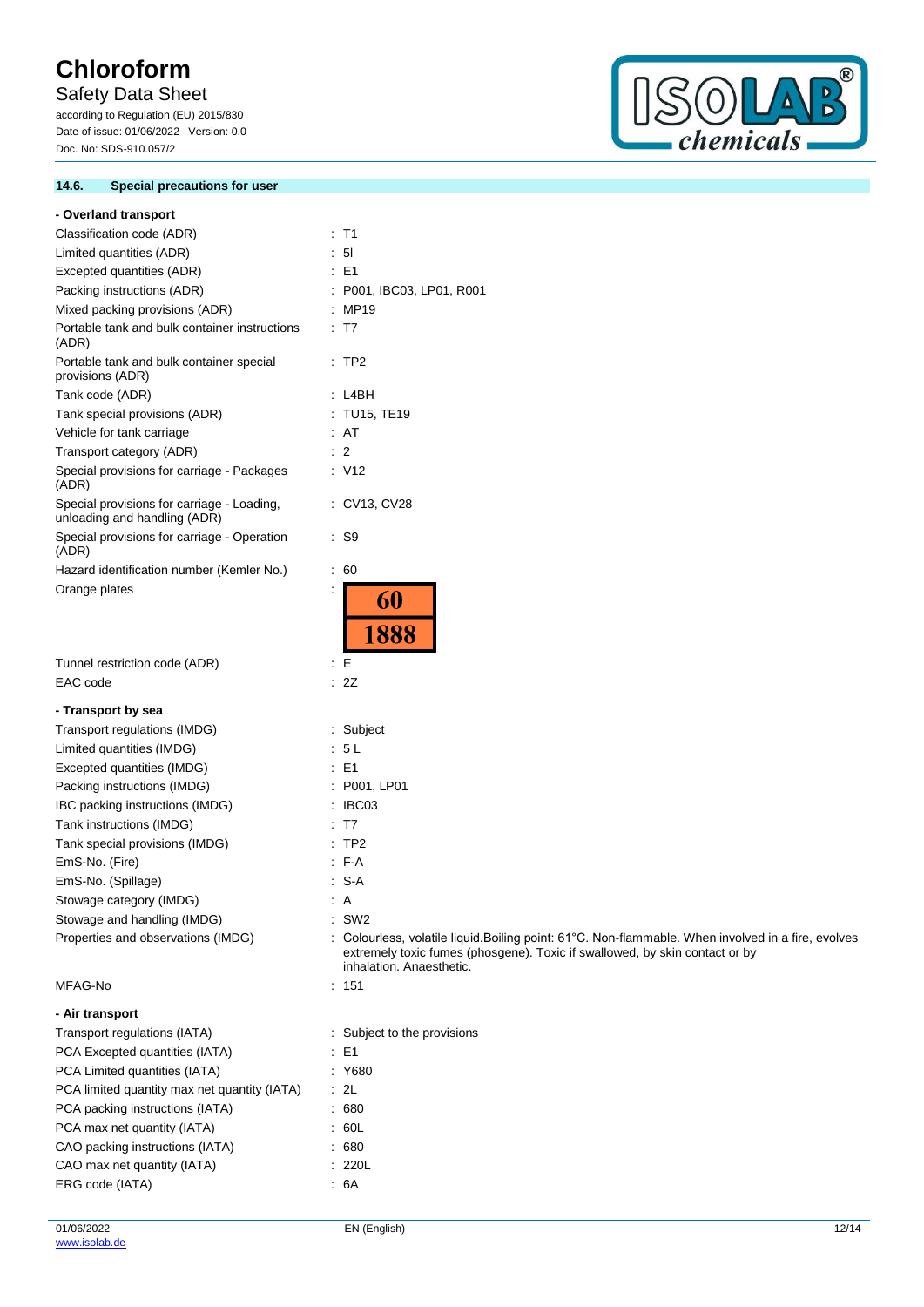### 14.6. Special precautions for user

**- Overland transport**

| | |
|---|---|
| Classification code (ADR) | : T1 |
| Limited quantities (ADR) | : 5l |
| Excepted quantities (ADR) | : E1 |
| Packing instructions (ADR) | : P001, IBC03, LP01, R001 |
| Mixed packing provisions (ADR) | : MP19 |
| Portable tank and bulk container instructions (ADR) | : T7 |
| Portable tank and bulk container special provisions (ADR) | : TP2 |
| Tank code (ADR) | : L4BH |
| Tank special provisions (ADR) | : TU15, TE19 |
| Vehicle for tank carriage | : AT |
| Transport category (ADR) | : 2 |
| Special provisions for carriage - Packages (ADR) | : V12 |
| Special provisions for carriage - Loading, unloading and handling (ADR) | : CV13, CV28 |
| Special provisions for carriage - Operation (ADR) | : S9 |
| Hazard identification number (Kemler No.) | : 60 |
| Orange plates | : 60 / 1888 |
| Tunnel restriction code (ADR) | : E |
| EAC code | : 2Z |

**- Transport by sea**

| | |
|---|---|
| Transport regulations (IMDG) | : Subject |
| Limited quantities (IMDG) | : 5 L |
| Excepted quantities (IMDG) | : E1 |
| Packing instructions (IMDG) | : P001, LP01 |
| IBC packing instructions (IMDG) | : IBC03 |
| Tank instructions (IMDG) | : T7 |
| Tank special provisions (IMDG) | : TP2 |
| EmS-No. (Fire) | : F-A |
| EmS-No. (Spillage) | : S-A |
| Stowage category (IMDG) | : A |
| Stowage and handling (IMDG) | : SW2 |
| Properties and observations (IMDG) | : Colourless, volatile liquid.Boiling point: 61°C. Non-flammable. When involved in a fire, evolves extremely toxic fumes (phosgene). Toxic if swallowed, by skin contact or by inhalation. Anaesthetic. |
| MFAG-No | : 151 |

**- Air transport**

| | |
|---|---|
| Transport regulations (IATA) | : Subject to the provisions |
| PCA Excepted quantities (IATA) | : E1 |
| PCA Limited quantities (IATA) | : Y680 |
| PCA limited quantity max net quantity (IATA) | : 2L |
| PCA packing instructions (IATA) | : 680 |
| PCA max net quantity (IATA) | : 60L |
| CAO packing instructions (IATA) | : 680 |
| CAO max net quantity (IATA) | : 220L |
| ERG code (IATA) | : 6A |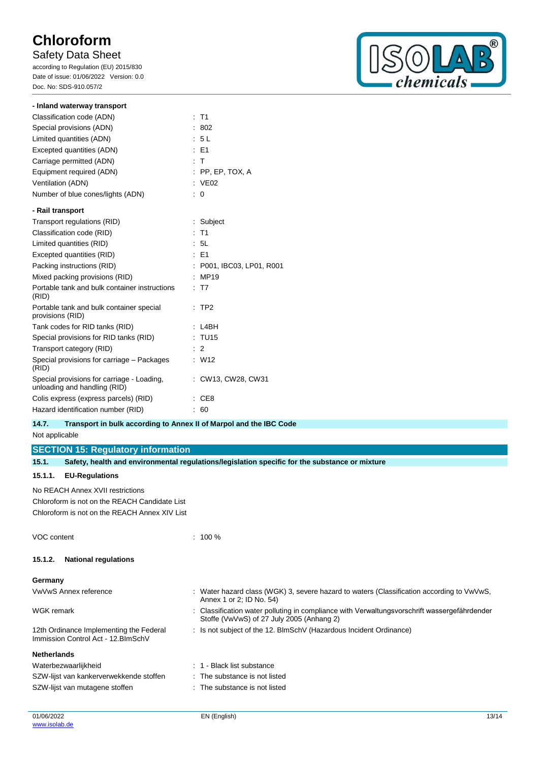**- Inland waterway transport**

| | |
|---|---|
| Classification code (ADN) | : T1 |
| Special provisions (ADN) | : 802 |
| Limited quantities (ADN) | : 5 L |
| Excepted quantities (ADN) | : E1 |
| Carriage permitted (ADN) | : T |
| Equipment required (ADN) | : PP, EP, TOX, A |
| Ventilation (ADN) | : VE02 |
| Number of blue cones/lights (ADN) | : 0 |

**- Rail transport**

| | |
|---|---|
| Transport regulations (RID) | : Subject |
| Classification code (RID) | : T1 |
| Limited quantities (RID) | : 5L |
| Excepted quantities (RID) | : E1 |
| Packing instructions (RID) | : P001, IBC03, LP01, R001 |
| Mixed packing provisions (RID) | : MP19 |
| Portable tank and bulk container instructions (RID) | : T7 |
| Portable tank and bulk container special provisions (RID) | : TP2 |
| Tank codes for RID tanks (RID) | : L4BH |
| Special provisions for RID tanks (RID) | : TU15 |
| Transport category (RID) | : 2 |
| Special provisions for carriage – Packages (RID) | : W12 |
| Special provisions for carriage - Loading, unloading and handling (RID) | : CW13, CW28, CW31 |
| Colis express (express parcels) (RID) | : CE8 |
| Hazard identification number (RID) | : 60 |

### 14.7. Transport in bulk according to Annex II of Marpol and the IBC Code

Not applicable

## SECTION 15: Regulatory information

### 15.1. Safety, health and environmental regulations/legislation specific for the substance or mixture

#### 15.1.1. EU-Regulations

No REACH Annex XVII restrictions

Chloroform is not on the REACH Candidate List

Chloroform is not on the REACH Annex XIV List

| | |
|---|---|
| VOC content | : 100 % |

#### 15.1.2. National regulations

**Germany**

| | |
|---|---|
| VwVwS Annex reference | : Water hazard class (WGK) 3, severe hazard to waters (Classification according to VwVwS, Annex 1 or 2; ID No. 54) |
| WGK remark | : Classification water polluting in compliance with Verwaltungsvorschrift wassergefährdender Stoffe (VwVwS) of 27 July 2005 (Anhang 2) |
| 12th Ordinance Implementing the Federal Immission Control Act - 12.BImSchV | : Is not subject of the 12. BImSchV (Hazardous Incident Ordinance) |

**Netherlands**

| | |
|---|---|
| Waterbezwaarlijkheid | : 1 - Black list substance |
| SZW-lijst van kankerverwekkende stoffen | : The substance is not listed |
| SZW-lijst van mutagene stoffen | : The substance is not listed |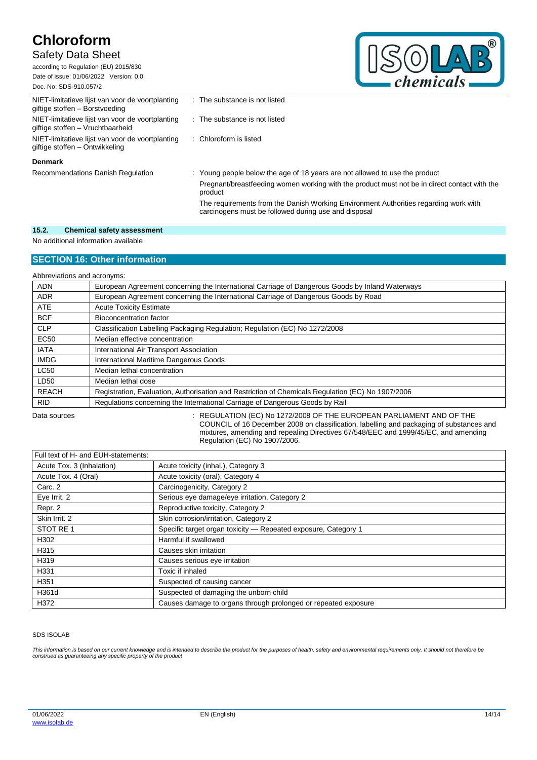| | |
|---|---|
| NIET-limitatieve lijst van voor de voortplanting giftige stoffen – Borstvoeding | : The substance is not listed |
| NIET-limitatieve lijst van voor de voortplanting giftige stoffen – Vruchtbaarheid | : The substance is not listed |
| NIET-limitatieve lijst van voor de voortplanting giftige stoffen – Ontwikkeling | : Chloroform is listed |

**Denmark**

Recommendations Danish Regulation : Young people below the age of 18 years are not allowed to use the product

Pregnant/breastfeeding women working with the product must not be in direct contact with the product

The requirements from the Danish Working Environment Authorities regarding work with carcinogens must be followed during use and disposal

### 15.2. Chemical safety assessment

No additional information available

## SECTION 16: Other information

Abbreviations and acronyms:

| | |
|---|---|
| ADN | European Agreement concerning the International Carriage of Dangerous Goods by Inland Waterways |
| ADR | European Agreement concerning the International Carriage of Dangerous Goods by Road |
| ATE | Acute Toxicity Estimate |
| BCF | Bioconcentration factor |
| CLP | Classification Labelling Packaging Regulation; Regulation (EC) No 1272/2008 |
| EC50 | Median effective concentration |
| IATA | International Air Transport Association |
| IMDG | International Maritime Dangerous Goods |
| LC50 | Median lethal concentration |
| LD50 | Median lethal dose |
| REACH | Registration, Evaluation, Authorisation and Restriction of Chemicals Regulation (EC) No 1907/2006 |
| RID | Regulations concerning the International Carriage of Dangerous Goods by Rail |

Data sources : REGULATION (EC) No 1272/2008 OF THE EUROPEAN PARLIAMENT AND OF THE COUNCIL of 16 December 2008 on classification, labelling and packaging of substances and mixtures, amending and repealing Directives 67/548/EEC and 1999/45/EC, and amending Regulation (EC) No 1907/2006.

| Full text of H- and EUH-statements: | |
|---|---|
| Acute Tox. 3 (Inhalation) | Acute toxicity (inhal.), Category 3 |
| Acute Tox. 4 (Oral) | Acute toxicity (oral), Category 4 |
| Carc. 2 | Carcinogenicity, Category 2 |
| Eye Irrit. 2 | Serious eye damage/eye irritation, Category 2 |
| Repr. 2 | Reproductive toxicity, Category 2 |
| Skin Irrit. 2 | Skin corrosion/irritation, Category 2 |
| STOT RE 1 | Specific target organ toxicity — Repeated exposure, Category 1 |
| H302 | Harmful if swallowed |
| H315 | Causes skin irritation |
| H319 | Causes serious eye irritation |
| H331 | Toxic if inhaled |
| H351 | Suspected of causing cancer |
| H361d | Suspected of damaging the unborn child |
| H372 | Causes damage to organs through prolonged or repeated exposure |

SDS ISOLAB

*This information is based on our current knowledge and is intended to describe the product for the purposes of health, safety and environmental requirements only. It should not therefore be construed as guaranteeing any specific property of the product*